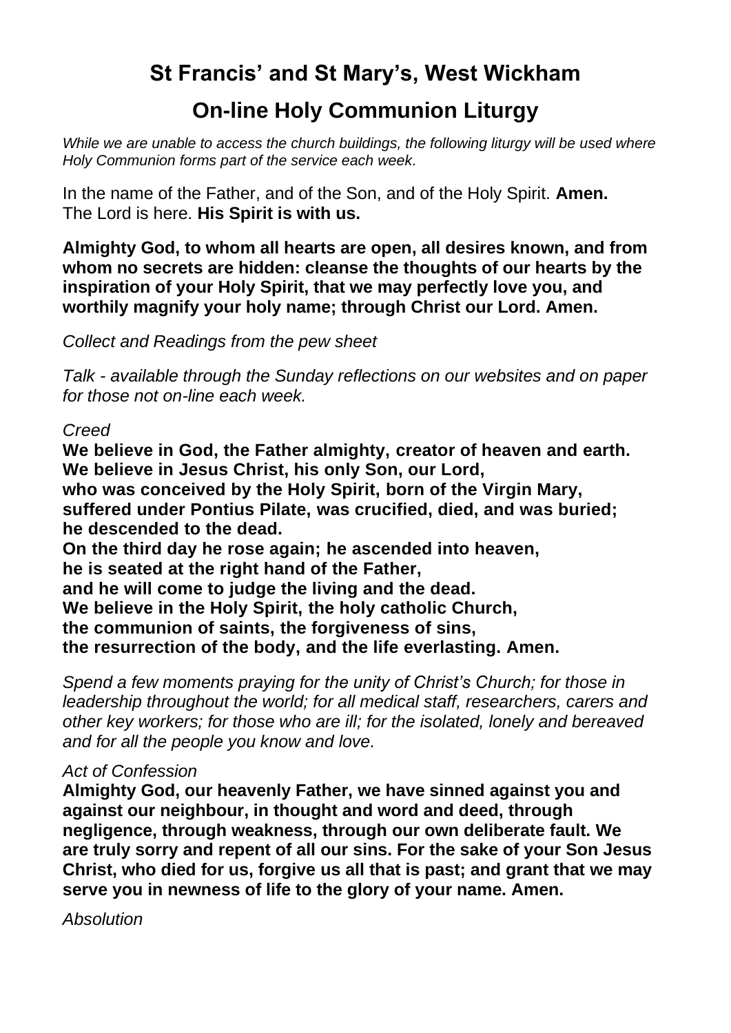# St Francis' and St Mary's, West Wickham

## On-line Holy Communion Liturgy

*While we are unable to access the church buildings, the following liturgy will be used where Holy Communion forms part of the service each week.*

In the name of the Father, and of the Son, and of the Holy Spirit. **Amen.**
The Lord is here. **His Spirit is with us.**

**Almighty God, to whom all hearts are open, all desires known, and from whom no secrets are hidden: cleanse the thoughts of our hearts by the inspiration of your Holy Spirit, that we may perfectly love you, and worthily magnify your holy name; through Christ our Lord. Amen.**

*Collect and Readings from the pew sheet*

*Talk - available through the Sunday reflections on our websites and on paper for those not on-line each week.*

*Creed*

**We believe in God, the Father almighty, creator of heaven and earth.**
**We believe in Jesus Christ, his only Son, our Lord,**
**who was conceived by the Holy Spirit, born of the Virgin Mary,**
**suffered under Pontius Pilate, was crucified, died, and was buried;**
**he descended to the dead.**
**On the third day he rose again; he ascended into heaven,**
**he is seated at the right hand of the Father,**
**and he will come to judge the living and the dead.**
**We believe in the Holy Spirit, the holy catholic Church,**
**the communion of saints, the forgiveness of sins,**
**the resurrection of the body, and the life everlasting. Amen.**

*Spend a few moments praying for the unity of Christ's Church; for those in leadership throughout the world; for all medical staff, researchers, carers and other key workers; for those who are ill; for the isolated, lonely and bereaved and for all the people you know and love.*

*Act of Confession*

**Almighty God, our heavenly Father, we have sinned against you and against our neighbour, in thought and word and deed, through negligence, through weakness, through our own deliberate fault. We are truly sorry and repent of all our sins. For the sake of your Son Jesus Christ, who died for us, forgive us all that is past; and grant that we may serve you in newness of life to the glory of your name. Amen.**

*Absolution*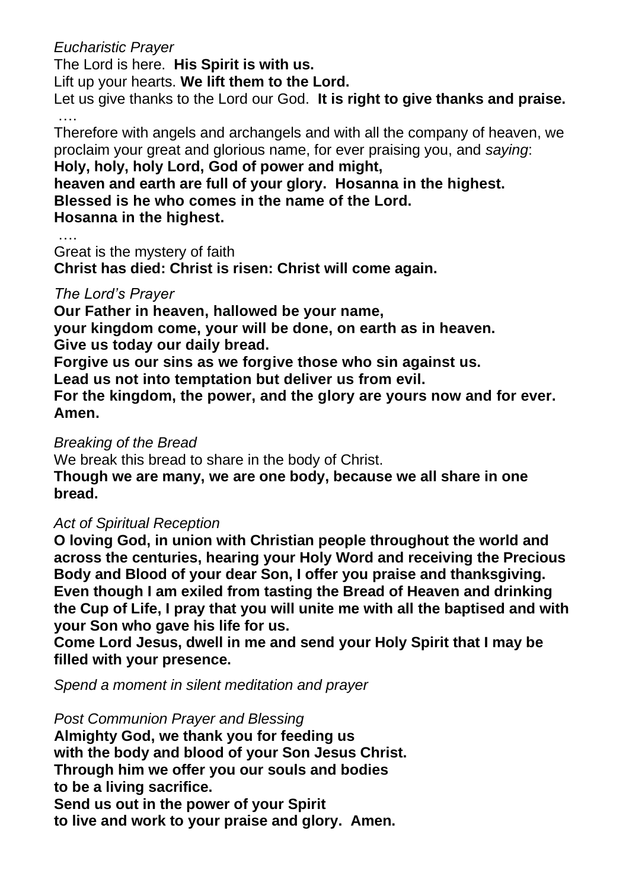*Eucharistic Prayer*

The Lord is here. **His Spirit is with us.**

Lift up your hearts. **We lift them to the Lord.**

Let us give thanks to the Lord our God. **It is right to give thanks and praise.**

….

Therefore with angels and archangels and with all the company of heaven, we proclaim your great and glorious name, for ever praising you, and *saying*:

**Holy, holy, holy Lord, God of power and might,**
**heaven and earth are full of your glory. Hosanna in the highest.**
**Blessed is he who comes in the name of the Lord.**
**Hosanna in the highest.**

….

Great is the mystery of faith

**Christ has died: Christ is risen: Christ will come again.**

*The Lord's Prayer*

**Our Father in heaven, hallowed be your name,**
**your kingdom come, your will be done, on earth as in heaven.**
**Give us today our daily bread.**
**Forgive us our sins as we forgive those who sin against us.**
**Lead us not into temptation but deliver us from evil.**
**For the kingdom, the power, and the glory are yours now and for ever. Amen.**

*Breaking of the Bread*

We break this bread to share in the body of Christ.

**Though we are many, we are one body, because we all share in one bread.**

*Act of Spiritual Reception*

**O loving God, in union with Christian people throughout the world and across the centuries, hearing your Holy Word and receiving the Precious Body and Blood of your dear Son, I offer you praise and thanksgiving. Even though I am exiled from tasting the Bread of Heaven and drinking the Cup of Life, I pray that you will unite me with all the baptised and with your Son who gave his life for us.**

**Come Lord Jesus, dwell in me and send your Holy Spirit that I may be filled with your presence.**

*Spend a moment in silent meditation and prayer*

*Post Communion Prayer and Blessing*

**Almighty God, we thank you for feeding us**
**with the body and blood of your Son Jesus Christ.**
**Through him we offer you our souls and bodies**
**to be a living sacrifice.**
**Send us out in the power of your Spirit**
**to live and work to your praise and glory. Amen.**